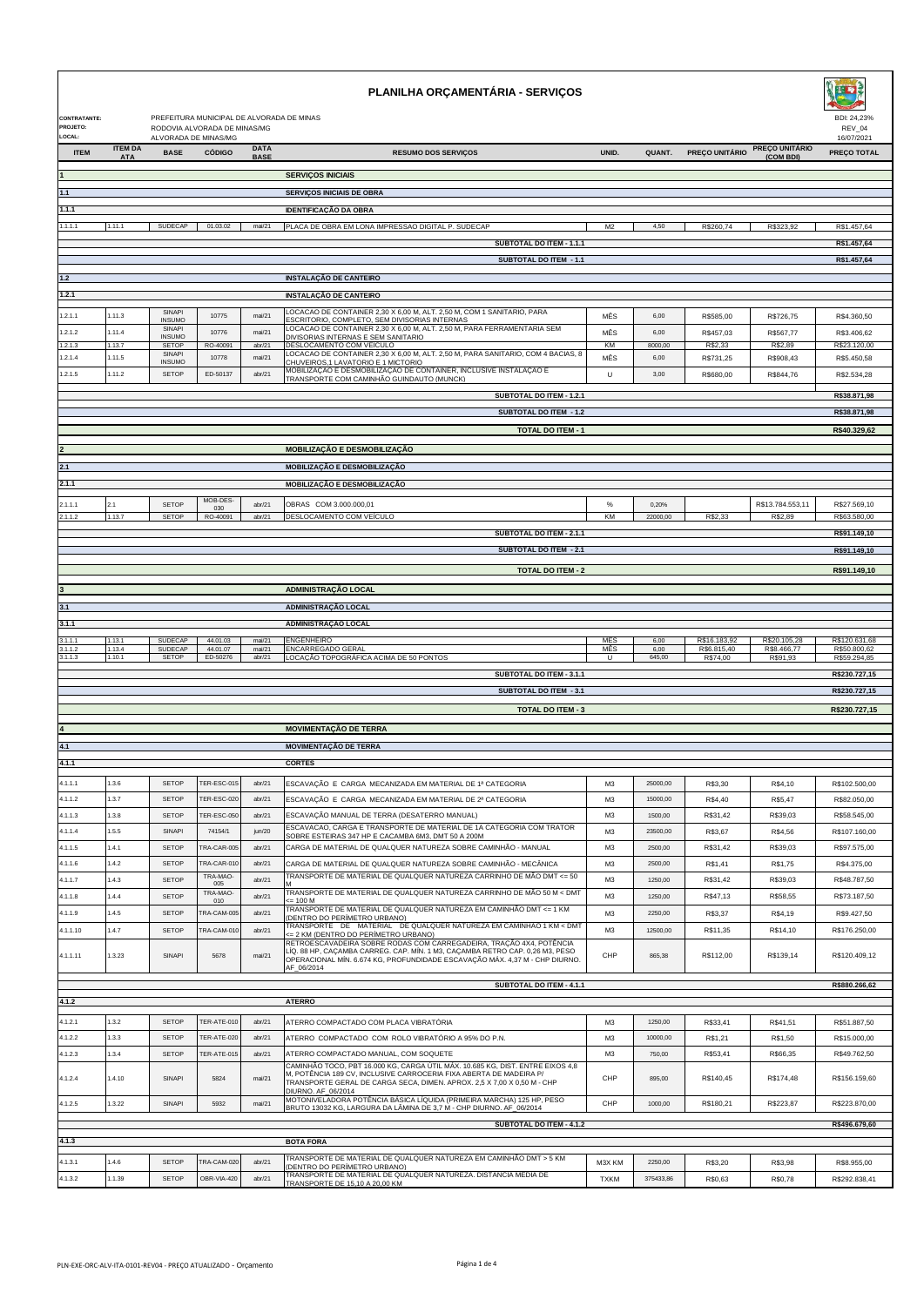# PLANILHA ORÇAMENTÁRIA - SERVIÇOS

**CONTRATANTE:** PREFEITURA MUNICIPAL DE ALVORADA DE MINAS
**PROJETO:** RODOVIA ALVORADA DE MINAS/MG
**LOCAL:** ALVORADA DE MINAS/MG

BDI: 24,23%
REV_04
16/07/2021

| ITEM | ITEM DA ATA | BASE | CÓDIGO | DATA BASE | RESUMO DOS SERVIÇOS | UNID. | QUANT. | PREÇO UNITÁRIO | PREÇO UNITÁRIO (COM BDI) | PREÇO TOTAL |
|---|---|---|---|---|---|---|---|---|---|---|
| 1 | | | | | **SERVIÇOS INICIAIS** | | | | | |
| 1.1 | | | | | **SERVIÇOS INICIAIS DE OBRA** | | | | | |
| 1.1.1 | | | | | **IDENTIFICAÇÃO DA OBRA** | | | | | |
| 1.1.1.1 | 1.11.1 | SUDECAP | 01.03.02 | mai/21 | PLACA DE OBRA EM LONA IMPRESSAO DIGITAL P. SUDECAP | M2 | 4,50 | R$260,74 | R$323,92 | R$1.457,64 |
| | | | | | **SUBTOTAL DO ITEM - 1.1.1** | | | | | **R$1.457,64** |
| | | | | | **SUBTOTAL DO ITEM - 1.1** | | | | | **R$1.457,64** |
| 1.2 | | | | | **INSTALAÇÃO DE CANTEIRO** | | | | | |
| 1.2.1 | | | | | **INSTALAÇÃO DE CANTEIRO** | | | | | |
| 1.2.1.1 | 1.11.3 | SINAPI INSUMO | 10775 | mai/21 | LOCACAO DE CONTAINER 2,30 X 6,00 M, ALT. 2,50 M, COM 1 SANITARIO, PARA ESCRITORIO, COMPLETO, SEM DIVISORIAS INTERNAS | MÊS | 6,00 | R$585,00 | R$726,75 | R$4.360,50 |
| 1.2.1.2 | 1.11.4 | SINAPI INSUMO | 10776 | mai/21 | LOCACAO DE CONTAINER 2,30 X 6,00 M, ALT. 2,50 M, PARA FERRAMENTARIA SEM DIVISORIAS INTERNAS E SEM SANITARIO | MÊS | 6,00 | R$457,03 | R$567,77 | R$3.406,62 |
| 1.2.1.3 | 1.13.7 | SETOP | RO-40091 | abr/21 | DESLOCAMENTO COM VEÍCULO | KM | 8000,00 | R$2,33 | R$2,89 | R$23.120,00 |
| 1.2.1.4 | 1.11.5 | SINAPI INSUMO | 10778 | mai/21 | LOCACAO DE CONTAINER 2,30 X 6,00 M, ALT. 2,50 M, PARA SANITARIO, COM 4 BACIAS, 8 CHUVEIROS,1 LAVATORIO E 1 MICTORIO | MÊS | 6,00 | R$731,25 | R$908,43 | R$5.450,58 |
| 1.2.1.5 | 1.11.2 | SETOP | ED-50137 | abr/21 | MOBILIZAÇÃO E DESMOBILIZAÇÃO DE CONTAINER, INCLUSIVE INSTALAÇÃO E TRANSPORTE COM CAMINHÃO GUINDAUTO (MUNCK) | U | 3,00 | R$680,00 | R$844,76 | R$2.534,28 |
| | | | | | **SUBTOTAL DO ITEM - 1.2.1** | | | | | **R$38.871,98** |
| | | | | | **SUBTOTAL DO ITEM - 1.2** | | | | | **R$38.871,98** |
| | | | | | **TOTAL DO ITEM - 1** | | | | | **R$40.329,62** |
| 2 | | | | | **MOBILIZAÇÃO E DESMOBILIZAÇÃO** | | | | | |
| 2.1 | | | | | **MOBILIZAÇÃO E DESMOBILIZAÇÃO** | | | | | |
| 2.1.1 | | | | | **MOBILIZAÇÃO E DESMOBILIZAÇÃO** | | | | | |
| 2.1.1.1 | 2.1 | SETOP | MOB-DES-030 | abr/21 | OBRAS COM 3.000.000,01 | % | 0,20% | | R$13.784.553,11 | R$27.569,10 |
| 2.1.1.2 | 1.13.7 | SETOP | RO-40091 | abr/21 | DESLOCAMENTO COM VEÍCULO | KM | 22000,00 | R$2,33 | R$2,89 | R$63.580,00 |
| | | | | | **SUBTOTAL DO ITEM - 2.1.1** | | | | | **R$91.149,10** |
| | | | | | **SUBTOTAL DO ITEM - 2.1** | | | | | **R$91.149,10** |
| | | | | | **TOTAL DO ITEM - 2** | | | | | **R$91.149,10** |
| 3 | | | | | **ADMINISTRAÇÃO LOCAL** | | | | | |
| 3.1 | | | | | **ADMINISTRAÇÃO LOCAL** | | | | | |
| 3.1.1 | | | | | **ADMINISTRAÇÃO LOCAL** | | | | | |
| 3.1.1.1 | 1.13.1 | SUDECAP | 44.01.03 | mai/21 | ENGENHEIRO | MES | 6,00 | R$16.183,92 | R$20.105,28 | R$120.631,68 |
| 3.1.1.2 | 1.13.4 | SUDECAP | 44.01.07 | mai/21 | ENCARREGADO GERAL | MÊS | 6,00 | R$6.815,40 | R$8.466,77 | R$50.800,62 |
| 3.1.1.3 | 1.10.1 | SETOP | ED-50276 | abr/21 | LOCAÇÃO TOPOGRÁFICA ACIMA DE 50 PONTOS | U | 645,00 | R$74,00 | R$91,93 | R$59.294,85 |
| | | | | | **SUBTOTAL DO ITEM - 3.1.1** | | | | | **R$230.727,15** |
| | | | | | **SUBTOTAL DO ITEM - 3.1** | | | | | **R$230.727,15** |
| | | | | | **TOTAL DO ITEM - 3** | | | | | **R$230.727,15** |
| 4 | | | | | **MOVIMENTAÇÃO DE TERRA** | | | | | |
| 4.1 | | | | | **MOVIMENTAÇÃO DE TERRA** | | | | | |
| 4.1.1 | | | | | **CORTES** | | | | | |
| 4.1.1.1 | 1.3.6 | SETOP | TER-ESC-015 | abr/21 | ESCAVAÇÃO E CARGA MECANIZADA EM MATERIAL DE 1ª CATEGORIA | M3 | 25000,00 | R$3,30 | R$4,10 | R$102.500,00 |
| 4.1.1.2 | 1.3.7 | SETOP | TER-ESC-020 | abr/21 | ESCAVAÇÃO E CARGA MECANIZADA EM MATERIAL DE 2ª CATEGORIA | M3 | 15000,00 | R$4,40 | R$5,47 | R$82.050,00 |
| 4.1.1.3 | 1.3.8 | SETOP | TER-ESC-050 | abr/21 | ESCAVAÇÃO MANUAL DE TERRA (DESATERRO MANUAL) | M3 | 1500,00 | R$31,42 | R$39,03 | R$58.545,00 |
| 4.1.1.4 | 1.5.5 | SINAPI | 74154/1 | jun/20 | ESCAVACAO, CARGA E TRANSPORTE DE MATERIAL DE 1A CATEGORIA COM TRATOR SOBRE ESTEIRAS 347 HP E CACAMBA 6M3, DMT 50 A 200M | M3 | 23500,00 | R$3,67 | R$4,56 | R$107.160,00 |
| 4.1.1.5 | 1.4.1 | SETOP | TRA-CAR-005 | abr/21 | CARGA DE MATERIAL DE QUALQUER NATUREZA SOBRE CAMINHÃO - MANUAL | M3 | 2500,00 | R$31,42 | R$39,03 | R$97.575,00 |
| 4.1.1.6 | 1.4.2 | SETOP | TRA-CAR-010 | abr/21 | CARGA DE MATERIAL DE QUALQUER NATUREZA SOBRE CAMINHÃO - MECÂNICA | M3 | 2500,00 | R$1,41 | R$1,75 | R$4.375,00 |
| 4.1.1.7 | 1.4.3 | SETOP | TRA-MAO-005 | abr/21 | TRANSPORTE DE MATERIAL DE QUALQUER NATUREZA CARRINHO DE MÃO DMT <= 50 M | M3 | 1250,00 | R$31,42 | R$39,03 | R$48.787,50 |
| 4.1.1.8 | 1.4.4 | SETOP | TRA-MAO-010 | abr/21 | TRANSPORTE DE MATERIAL DE QUALQUER NATUREZA CARRINHO DE MÃO 50 M < DMT <= 100 M | M3 | 1250,00 | R$47,13 | R$58,55 | R$73.187,50 |
| 4.1.1.9 | 1.4.5 | SETOP | TRA-CAM-005 | abr/21 | TRANSPORTE DE MATERIAL DE QUALQUER NATUREZA EM CAMINHÃO DMT <= 1 KM (DENTRO DO PERÍMETRO URBANO) | M3 | 2250,00 | R$3,37 | R$4,19 | R$9.427,50 |
| 4.1.1.10 | 1.4.7 | SETOP | TRA-CAM-010 | abr/21 | TRANSPORTE DE MATERIAL DE QUALQUER NATUREZA EM CAMINHAO 1 KM < DMT <= 2 KM (DENTRO DO PERÍMETRO URBANO) | M3 | 12500,00 | R$11,35 | R$14,10 | R$176.250,00 |
| 4.1.1.11 | 1.3.23 | SINAPI | 5678 | mai/21 | RETROESCAVADEIRA SOBRE RODAS COM CARREGADEIRA, TRAÇÃO 4X4, POTÊNCIA LÍQ. 88 HP, CAÇAMBA CARREG. CAP. MÍN. 1 M3, CAÇAMBA RETRO CAP. 0,26 M3, PESO OPERACIONAL MÍN. 6.674 KG, PROFUNDIDADE ESCAVAÇÃO MÁX. 4,37 M - CHP DIURNO. AF_06/2014 | CHP | 865,38 | R$112,00 | R$139,14 | R$120.409,12 |
| | | | | | **SUBTOTAL DO ITEM - 4.1.1** | | | | | **R$880.266,62** |
| 4.1.2 | | | | | **ATERRO** | | | | | |
| 4.1.2.1 | 1.3.2 | SETOP | TER-ATE-010 | abr/21 | ATERRO COMPACTADO COM PLACA VIBRATÓRIA | M3 | 1250,00 | R$33,41 | R$41,51 | R$51.887,50 |
| 4.1.2.2 | 1.3.3 | SETOP | TER-ATE-020 | abr/21 | ATERRO COMPACTADO COM ROLO VIBRATÓRIO A 95% DO P.N. | M3 | 10000,00 | R$1,21 | R$1,50 | R$15.000,00 |
| 4.1.2.3 | 1.3.4 | SETOP | TER-ATE-015 | abr/21 | ATERRO COMPACTADO MANUAL, COM SOQUETE | M3 | 750,00 | R$53,41 | R$66,35 | R$49.762,50 |
| 4.1.2.4 | 1.4.10 | SINAPI | 5824 | mai/21 | CAMINHÃO TOCO, PBT 16.000 KG, CARGA ÚTIL MÁX. 10.685 KG, DIST. ENTRE EIXOS 4,8 M, POTÊNCIA 189 CV, INCLUSIVE CARROCERIA FIXA ABERTA DE MADEIRA P/ TRANSPORTE GERAL DE CARGA SECA, DIMEN. APROX. 2,5 X 7,00 X 0,50 M - CHP DIURNO. AF_06/2014 | CHP | 895,00 | R$140,45 | R$174,48 | R$156.159,60 |
| 4.1.2.5 | 1.3.22 | SINAPI | 5932 | mai/21 | MOTONIVELADORA POTÊNCIA BÁSICA LÍQUIDA (PRIMEIRA MARCHA) 125 HP, PESO BRUTO 13032 KG, LARGURA DA LÂMINA DE 3,7 M - CHP DIURNO. AF_06/2014 | CHP | 1000,00 | R$180,21 | R$223,87 | R$223.870,00 |
| | | | | | **SUBTOTAL DO ITEM - 4.1.2** | | | | | **R$496.679,60** |
| 4.1.3 | | | | | **BOTA FORA** | | | | | |
| 4.1.3.1 | 1.4.6 | SETOP | TRA-CAM-020 | abr/21 | TRANSPORTE DE MATERIAL DE QUALQUER NATUREZA EM CAMINHÃO DMT > 5 KM (DENTRO DO PERÍMETRO URBANO) | M3X KM | 2250,00 | R$3,20 | R$3,98 | R$8.955,00 |
| 4.1.3.2 | 1.1.39 | SETOP | OBR-VIA-420 | abr/21 | TRANSPORTE DE MATERIAL DE QUALQUER NATUREZA. DISTANCIA MEDIA DE TRANSPORTE DE 15,10 A 20,00 KM | TXKM | 375433,86 | R$0,63 | R$0,78 | R$292.838,41 |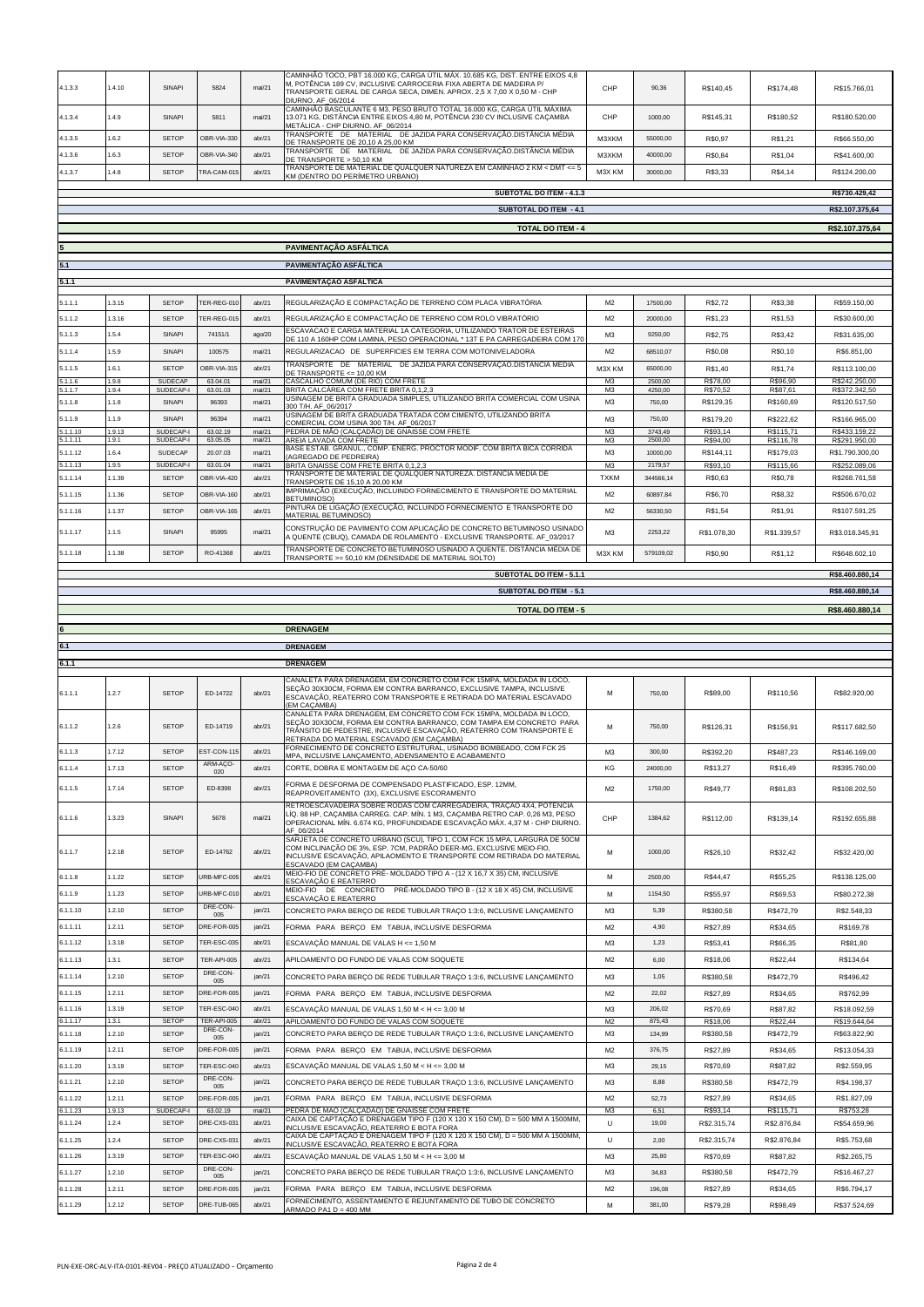| | | | | | | | | | | |
|---|---|---|---|---|---|---|---|---|---|---|
| 4.1.3.3 | 1.4.10 | SINAPI | 5824 | mai/21 | CAMINHÃO TOCO, PBT 16.000 KG, CARGA ÚTIL MÁX. 10.685 KG, DIST. ENTRE EIXOS 4,8 M, POTÊNCIA 189 CV, INCLUSIVE CARROCERIA FIXA ABERTA DE MADEIRA P/ TRANSPORTE GERAL DE CARGA SECA, DIMEN. APROX. 2,5 X 7,00 X 0,50 M - CHP DIURNO. AF_06/2014 | CHP | 90,36 | R$140,45 | R$174,48 | R$15.766,01 |
| 4.1.3.4 | 1.4.9 | SINAPI | 5811 | mai/21 | CAMINHÃO BASCULANTE 6 M3, PESO BRUTO TOTAL 16.000 KG, CARGA ÚTIL MÁXIMA 13.071 KG, DISTÂNCIA ENTRE EIXOS 4,80 M, POTÊNCIA 230 CV INCLUSIVE CAÇAMBA METÁLICA - CHP DIURNO. AF_06/2014 | CHP | 1000,00 | R$145,31 | R$180,52 | R$180.520,00 |
| 4.1.3.5 | 1.6.2 | SETOP | OBR-VIA-330 | abr/21 | TRANSPORTE DE MATERIAL DE JAZIDA PARA CONSERVAÇÃO.DISTÂNCIA MÉDIA DE TRANSPORTE DE 20,10 A 25,00 KM | M3XKM | 55000,00 | R$0,97 | R$1,21 | R$66.550,00 |
| 4.1.3.6 | 1.6.3 | SETOP | OBR-VIA-340 | abr/21 | TRANSPORTE DE MATERIAL DE JAZIDA PARA CONSERVAÇÃO.DISTÂNCIA MÉDIA DE TRANSPORTE > 50,10 KM | M3XKM | 40000,00 | R$0,84 | R$1,04 | R$41.600,00 |
| 4.1.3.7 | 1.4.8 | SETOP | TRA-CAM-015 | abr/21 | TRANSPORTE DE MATERIAL DE QUALQUER NATUREZA EM CAMINHÃO 2 KM < DMT <= 5 KM (DENTRO DO PERÍMETRO URBANO) | M3X KM | 30000,00 | R$3,33 | R$4,14 | R$124.200,00 |
| | | | | | **SUBTOTAL DO ITEM - 4.1.3** | | | | | **R$730.429,42** |
| | | | | | **SUBTOTAL DO ITEM - 4.1** | | | | | **R$2.107.375,64** |
| | | | | | **TOTAL DO ITEM - 4** | | | | | **R$2.107.375,64** |
| **5** | | | | | **PAVIMENTAÇÃO ASFÁLTICA** | | | | | |
| **5.1** | | | | | **PAVIMENTAÇÃO ASFÁLTICA** | | | | | |
| **5.1.1** | | | | | **PAVIMENTAÇÃO ASFALTICA** | | | | | |
| 5.1.1.1 | 1.3.15 | SETOP | TER-REG-010 | abr/21 | REGULARIZAÇÃO E COMPACTAÇÃO DE TERRENO COM PLACA VIBRATÓRIA | M2 | 17500,00 | R$2,72 | R$3,38 | R$59.150,00 |
| 5.1.1.2 | 1.3.16 | SETOP | TER-REG-015 | abr/21 | REGULARIZAÇÃO E COMPACTAÇÃO DE TERRENO COM ROLO VIBRATÓRIO | M2 | 20000,00 | R$1,23 | R$1,53 | R$30.600,00 |
| 5.1.1.3 | 1.5.4 | SINAPI | 74151/1 | ago/20 | ESCAVACAO E CARGA MATERIAL 1A CATEGORIA, UTILIZANDO TRATOR DE ESTEIRAS DE 110 A 160HP COM LAMINA, PESO OPERACIONAL * 13T E PA CARREGADEIRA COM 170 | M3 | 9250,00 | R$2,75 | R$3,42 | R$31.635,00 |
| 5.1.1.4 | 1.5.9 | SINAPI | 100575 | mai/21 | REGULARIZACAO DE SUPERFICIES EM TERRA COM MOTONIVELADORA | M2 | 68510,07 | R$0,08 | R$0,10 | R$6.851,00 |
| 5.1.1.5 | 1.6.1 | SETOP | OBR-VIA-315 | abr/21 | TRANSPORTE DE MATERIAL DE JAZIDA PARA CONSERVAÇÃO.DISTANCIA MÉDIA DE TRANSPORTE <= 10,00 KM | M3X KM | 65000,00 | R$1,40 | R$1,74 | R$113.100,00 |
| 5.1.1.6 | 1.9.8 | SUDECAP | 63.04.01 | mai/21 | CASCALHO COMUM (DE RIO) COM FRETE | M3 | 2500,00 | R$78,00 | R$96,90 | R$242.250,00 |
| 5.1.1.7 | 1.9.4 | SUDECAP-I | 63.01.03 | mai/21 | BRITA CALCÁREA COM FRETE BRITA 0,1,2,3 | M3 | 4250,00 | R$70,52 | R$87,61 | R$372.342,50 |
| 5.1.1.8 | 1.1.8 | SINAPI | 96393 | mai/21 | USINAGEM DE BRITA GRADUADA SIMPLES, UTILIZANDO BRITA COMERCIAL COM USINA 300 T/H. AF_06/2017 | M3 | 750,00 | R$129,35 | R$160,69 | R$120.517,50 |
| 5.1.1.9 | 1.1.9 | SINAPI | 96394 | mai/21 | USINAGEM DE BRITA GRADUADA TRATADA COM CIMENTO, UTILIZANDO BRITA COMERCIAL COM USINA 300 T/H. AF_06/2017 | M3 | 750,00 | R$179,20 | R$222,62 | R$166.965,00 |
| 5.1.1.10 | 1.9.13 | SUDECAP-I | 63.02.19 | mai/21 | PEDRA DE MÃO (CALÇADÃO) DE GNAISSE COM FRETE | M3 | 3743,49 | R$93,14 | R$115,71 | R$433.159,22 |
| 5.1.1.11 | 1.9.1 | SUDECAP-I | 63.05.05 | mai/21 | AREIA LAVADA COM FRETE | M3 | 2500,00 | R$94,00 | R$116,78 | R$291.950,00 |
| 5.1.1.12 | 1.6.4 | SUDECAP | 20.07.03 | mai/21 | BASE ESTAB. GRANUL., COMP. ENERG. PROCTOR MODIF. COM BRITA BICA CORRIDA (AGREGADO DE PEDREIRA) | M3 | 10000,00 | R$144,11 | R$179,03 | R$1.790.300,00 |
| 5.1.1.13 | 1.9.5 | SUDECAP-I | 63.01.04 | mai/21 | BRITA GNAISSE COM FRETE BRITA 0,1,2,3 | M3 | 2179,57 | R$93,10 | R$115,66 | R$252.089,06 |
| 5.1.1.14 | 1.1.39 | SETOP | OBR-VIA-420 | abr/21 | TRANSPORTE DE MATERIAL DE QUALQUER NATUREZA. DISTANCIA MÉDIA DE TRANSPORTE DE 15,10 A 20,00 KM | TXKM | 344566,14 | R$0,63 | R$0,78 | R$268.761,58 |
| 5.1.1.15 | 1.1.36 | SETOP | OBR-VIA-160 | abr/21 | IMPRIMAÇÃO (EXECUÇÃO, INCLUINDO FORNECIMENTO E TRANSPORTE DO MATERIAL BETUMINOSO) | M2 | 60897,84 | R$6,70 | R$8,32 | R$506.670,02 |
| 5.1.1.16 | 1.1.37 | SETOP | OBR-VIA-165 | abr/21 | PINTURA DE LIGAÇÃO (EXECUÇÃO, INCLUINDO FORNECIMENTO E TRANSPORTE DO MATERIAL BETUMINOSO) | M2 | 56330,50 | R$1,54 | R$1,91 | R$107.591,25 |
| 5.1.1.17 | 1.1.5 | SINAPI | 95995 | mai/21 | CONSTRUÇÃO DE PAVIMENTO COM APLICAÇÃO DE CONCRETO BETUMINOSO USINADO A QUENTE (CBUQ), CAMADA DE ROLAMENTO - EXCLUSIVE TRANSPORTE. AF_03/2017 | M3 | 2253,22 | R$1.078,30 | R$1.339,57 | R$3.018.345,91 |
| 5.1.1.18 | 1.1.38 | SETOP | RO-41368 | abr/21 | TRANSPORTE DE CONCRETO BETUMINOSO USINADO A QUENTE. DISTÂNCIA MÉDIA DE TRANSPORTE >= 50,10 KM (DENSIDADE DE MATERIAL SOLTO) | M3X KM | 579109,02 | R$0,90 | R$1,12 | R$648.602,10 |
| | | | | | **SUBTOTAL DO ITEM - 5.1.1** | | | | | **R$8.460.880,14** |
| | | | | | **SUBTOTAL DO ITEM - 5.1** | | | | | **R$8.460.880,14** |
| | | | | | **TOTAL DO ITEM - 5** | | | | | **R$8.460.880,14** |
| **6** | | | | | **DRENAGEM** | | | | | |
| **6.1** | | | | | **DRENAGEM** | | | | | |
| **6.1.1** | | | | | **DRENAGEM** | | | | | |
| 6.1.1.1 | 1.2.7 | SETOP | ED-14722 | abr/21 | CANALETA PARA DRENAGEM, EM CONCRETO COM FCK 15MPA, MOLDADA IN LOCO, SEÇÃO 30X30CM, FORMA EM CONTRA BARRANCO, EXCLUSIVE TAMPA, INCLUSIVE ESCAVAÇÃO, REATERRO COM TRANSPORTE E RETIRADA DO MATERIAL ESCAVADO (EM CAÇAMBA) | M | 750,00 | R$89,00 | R$110,56 | R$82.920,00 |
| 6.1.1.2 | 1.2.6 | SETOP | ED-14719 | abr/21 | CANALETA PARA DRENAGEM, EM CONCRETO COM FCK 15MPA, MOLDADA IN LOCO, SEÇÃO 30X30CM, FORMA EM CONTRA BARRANCO, COM TAMPA EM CONCRETO PARA TRÂNSITO DE PEDESTRE, INCLUSIVE ESCAVAÇÃO, REATERRO COM TRANSPORTE E RETIRADA DO MATERIAL ESCAVADO (EM CAÇAMBA) | M | 750,00 | R$126,31 | R$156,91 | R$117.682,50 |
| 6.1.1.3 | 1.7.12 | SETOP | EST-CON-115 | abr/21 | FORNECIMENTO DE CONCRETO ESTRUTURAL, USINADO BOMBEADO, COM FCK 25 MPA, INCLUSIVE LANÇAMENTO, ADENSAMENTO E ACABAMENTO | M3 | 300,00 | R$392,20 | R$487,23 | R$146.169,00 |
| 6.1.1.4 | 1.7.13 | SETOP | ARM-AÇO-020 | abr/21 | CORTE, DOBRA E MONTAGEM DE AÇO CA-50/60 | KG | 24000,00 | R$13,27 | R$16,49 | R$395.760,00 |
| 6.1.1.5 | 1.7.14 | SETOP | ED-8398 | abr/21 | FORMA E DESFORMA DE COMPENSADO PLASTIFICADO, ESP. 12MM, REAPROVEITAMENTO (3X), EXCLUSIVE ESCORAMENTO | M2 | 1750,00 | R$49,77 | R$61,83 | R$108.202,50 |
| 6.1.1.6 | 1.3.23 | SINAPI | 5678 | mai/21 | RETROESCAVADEIRA SOBRE RODAS COM CARREGADEIRA, TRAÇÃO 4X4, POTÊNCIA LÍQ. 88 HP, CAÇAMBA CARREG. CAP. MÍN. 1 M3, CAÇAMBA RETRO CAP. 0,26 M3, PESO OPERACIONAL MÍN. 6.674 KG, PROFUNDIDADE ESCAVAÇÃO MÁX. 4,37 M - CHP DIURNO. AF_06/2014 | CHP | 1384,62 | R$112,00 | R$139,14 | R$192.655,88 |
| 6.1.1.7 | 1.2.18 | SETOP | ED-14762 | abr/21 | SARJETA DE CONCRETO URBANO (SCU), TIPO 1, COM FCK 15 MPA, LARGURA DE 50CM COM INCLINAÇÃO DE 3%, ESP. 7CM, PADRÃO DEER-MG, EXCLUSIVE MEIO-FIO, INCLUSIVE ESCAVAÇÃO, APILOAMENTO E TRANSPORTE COM RETIRADA DO MATERIAL ESCAVADO (EM CAÇAMBA) | M | 1000,00 | R$26,10 | R$32,42 | R$32.420,00 |
| 6.1.1.8 | 1.1.22 | SETOP | URB-MFC-005 | abr/21 | MEIO-FIO DE CONCRETO PRÉ- MOLDADO TIPO A - (12 X 16,7 X 35) CM, INCLUSIVE ESCAVAÇÃO E REATERRO | M | 2500,00 | R$44,47 | R$55,25 | R$138.125,00 |
| 6.1.1.9 | 1.1.23 | SETOP | URB-MFC-010 | abr/21 | MEIO-FIO DE CONCRETO PRÉ-MOLDADO TIPO B - (12 X 18 X 45) CM, INCLUSIVE ESCAVAÇÃO E REATERRO | M | 1154,50 | R$55,97 | R$69,53 | R$80.272,38 |
| 6.1.1.10 | 1.2.10 | SETOP | DRE-CON-005 | jan/21 | CONCRETO PARA BERÇO DE REDE TUBULAR TRAÇO 1:3:6, INCLUSIVE LANÇAMENTO | M3 | 5,39 | R$380,58 | R$472,79 | R$2.548,33 |
| 6.1.1.11 | 1.2.11 | SETOP | DRE-FOR-005 | jan/21 | FORMA PARA BERÇO EM TABUA, INCLUSIVE DESFORMA | M2 | 4,90 | R$27,89 | R$34,65 | R$169,78 |
| 6.1.1.12 | 1.3.18 | SETOP | TER-ESC-035 | abr/21 | ESCAVAÇÃO MANUAL DE VALAS H <= 1,50 M | M3 | 1,23 | R$53,41 | R$66,35 | R$81,80 |
| 6.1.1.13 | 1.3.1 | SETOP | TER-API-005 | abr/21 | APILOAMENTO DO FUNDO DE VALAS COM SOQUETE | M2 | 6,00 | R$18,06 | R$22,44 | R$134,64 |
| 6.1.1.14 | 1.2.10 | SETOP | DRE-CON-005 | jan/21 | CONCRETO PARA BERÇO DE REDE TUBULAR TRAÇO 1:3:6, INCLUSIVE LANÇAMENTO | M3 | 1,05 | R$380,58 | R$472,79 | R$496,42 |
| 6.1.1.15 | 1.2.11 | SETOP | DRE-FOR-005 | jan/21 | FORMA PARA BERÇO EM TABUA, INCLUSIVE DESFORMA | M2 | 22,02 | R$27,89 | R$34,65 | R$762,99 |
| 6.1.1.16 | 1.3.19 | SETOP | TER-ESC-040 | abr/21 | ESCAVAÇÃO MANUAL DE VALAS 1,50 M < H <= 3,00 M | M3 | 206,02 | R$70,69 | R$87,82 | R$18.092,59 |
| 6.1.1.17 | 1.3.1 | SETOP | TER-API-005 | abr/21 | APILOAMENTO DO FUNDO DE VALAS COM SOQUETE | M2 | 875,43 | R$18,06 | R$22,44 | R$19.644,64 |
| 6.1.1.18 | 1.2.10 | SETOP | DRE-CON-005 | jan/21 | CONCRETO PARA BERÇO DE REDE TUBULAR TRAÇO 1:3:6, INCLUSIVE LANÇAMENTO | M3 | 134,99 | R$380,58 | R$472,79 | R$63.822,90 |
| 6.1.1.19 | 1.2.11 | SETOP | DRE-FOR-005 | jan/21 | FORMA PARA BERÇO EM TABUA, INCLUSIVE DESFORMA | M2 | 376,75 | R$27,89 | R$34,65 | R$13.054,33 |
| 6.1.1.20 | 1.3.19 | SETOP | TER-ESC-040 | abr/21 | ESCAVAÇÃO MANUAL DE VALAS 1,50 M < H <= 3,00 M | M3 | 29,15 | R$70,69 | R$87,82 | R$2.559,95 |
| 6.1.1.21 | 1.2.10 | SETOP | DRE-CON-005 | jan/21 | CONCRETO PARA BERÇO DE REDE TUBULAR TRAÇO 1:3:6, INCLUSIVE LANÇAMENTO | M3 | 8,88 | R$380,58 | R$472,79 | R$4.198,37 |
| 6.1.1.22 | 1.2.11 | SETOP | DRE-FOR-005 | jan/21 | FORMA PARA BERÇO EM TABUA, INCLUSIVE DESFORMA | M2 | 52,73 | R$27,89 | R$34,65 | R$1.827,09 |
| 6.1.1.23 | 1.9.13 | SUDECAP-I | 63.02.19 | mai/21 | PEDRA DE MÃO (CALÇADÃO) DE GNAISSE COM FRETE | M3 | 6,51 | R$93,14 | R$115,71 | R$753,28 |
| 6.1.1.24 | 1.2.4 | SETOP | DRE-CXS-031 | abr/21 | CAIXA DE CAPTAÇÃO E DRENAGEM TIPO F (120 X 120 X 150 CM), D = 500 MM A 1500MM, INCLUSIVE ESCAVAÇÃO, REATERRO E BOTA FORA | U | 19,00 | R$2.315,74 | R$2.876,84 | R$54.659,96 |
| 6.1.1.25 | 1.2.4 | SETOP | DRE-CXS-031 | abr/21 | CAIXA DE CAPTAÇÃO E DRENAGEM TIPO F (120 X 120 X 150 CM), D = 500 MM A 1500MM, INCLUSIVE ESCAVAÇÃO, REATERRO E BOTA FORA | U | 2,00 | R$2.315,74 | R$2.876,84 | R$5.753,68 |
| 6.1.1.26 | 1.3.19 | SETOP | TER-ESC-040 | abr/21 | ESCAVAÇÃO MANUAL DE VALAS 1,50 M < H <= 3,00 M | M3 | 25,80 | R$70,69 | R$87,82 | R$2.265,75 |
| 6.1.1.27 | 1.2.10 | SETOP | DRE-CON-005 | jan/21 | CONCRETO PARA BERÇO DE REDE TUBULAR TRAÇO 1:3:6, INCLUSIVE LANÇAMENTO | M3 | 34,83 | R$380,58 | R$472,79 | R$16.467,27 |
| 6.1.1.28 | 1.2.11 | SETOP | DRE-FOR-005 | jan/21 | FORMA PARA BERÇO EM TABUA, INCLUSIVE DESFORMA | M2 | 196,08 | R$27,89 | R$34,65 | R$6.794,17 |
| 6.1.1.29 | 1.2.12 | SETOP | DRE-TUB-065 | abr/21 | FORNECIMENTO, ASSENTAMENTO E REJUNTAMENTO DE TUBO DE CONCRETO ARMADO PA1 D = 400 MM | M | 381,00 | R$79,28 | R$98,49 | R$37.524,69 |

PLN-EXE-ORC-ALV-ITA-0101-REV04 - PREÇO ATUALIZADO - Orçamento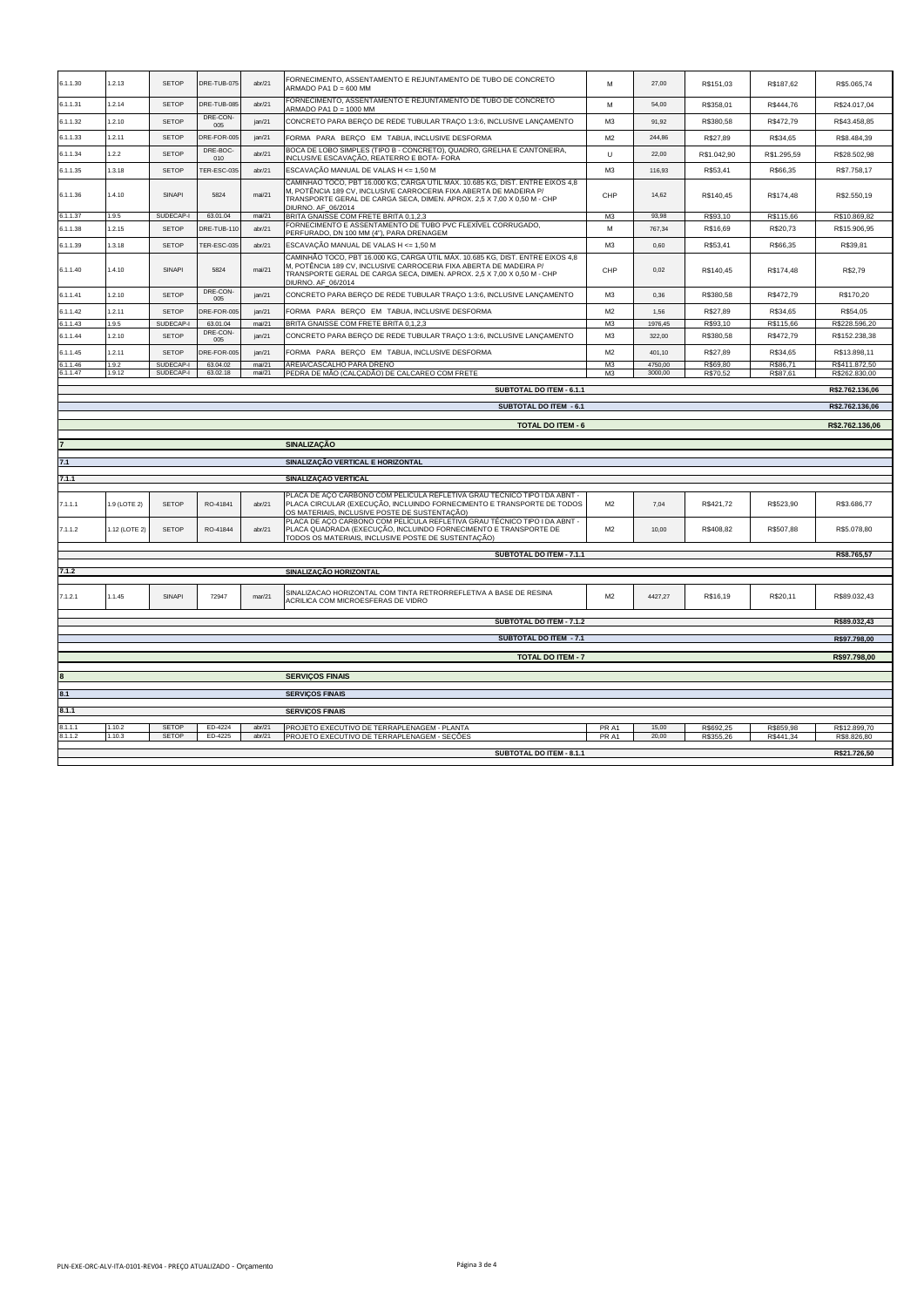| | | | | | | | | | | |
|---|---|---|---|---|---|---|---|---|---|---|
| 6.1.1.30 | 1.2.13 | SETOP | DRE-TUB-075 | abr/21 | FORNECIMENTO, ASSENTAMENTO E REJUNTAMENTO DE TUBO DE CONCRETO ARMADO PA1 D = 600 MM | M | 27,00 | R$151,03 | R$187,62 | R$5.065,74 |
| 6.1.1.31 | 1.2.14 | SETOP | DRE-TUB-085 | abr/21 | FORNECIMENTO, ASSENTAMENTO E REJUNTAMENTO DE TUBO DE CONCRETO ARMADO PA1 D = 1000 MM | M | 54,00 | R$358,01 | R$444,76 | R$24.017,04 |
| 6.1.1.32 | 1.2.10 | SETOP | DRE-CON-005 | jan/21 | CONCRETO PARA BERÇO DE REDE TUBULAR TRAÇO 1:3:6, INCLUSIVE LANÇAMENTO | M3 | 91,92 | R$380,58 | R$472,79 | R$43.458,85 |
| 6.1.1.33 | 1.2.11 | SETOP | DRE-FOR-005 | jan/21 | FORMA PARA BERÇO EM TABUA, INCLUSIVE DESFORMA | M2 | 244,86 | R$27,89 | R$34,65 | R$8.484,39 |
| 6.1.1.34 | 1.2.2 | SETOP | DRE-BOC-010 | abr/21 | BOCA DE LOBO SIMPLES (TIPO B - CONCRETO), QUADRO, GRELHA E CANTONEIRA, INCLUSIVE ESCAVAÇÃO, REATERRO E BOTA- FORA | U | 22,00 | R$1.042,90 | R$1.295,59 | R$28.502,98 |
| 6.1.1.35 | 1.3.18 | SETOP | TER-ESC-035 | abr/21 | ESCAVAÇÃO MANUAL DE VALAS H <= 1,50 M | M3 | 116,93 | R$53,41 | R$66,35 | R$7.758,17 |
| 6.1.1.36 | 1.4.10 | SINAPI | 5824 | mai/21 | CAMINHÃO TOCO, PBT 16.000 KG, CARGA ÚTIL MÁX. 10.685 KG, DIST. ENTRE EIXOS 4,8 M, POTÊNCIA 189 CV, INCLUSIVE CARROCERIA FIXA ABERTA DE MADEIRA P/ TRANSPORTE GERAL DE CARGA SECA, DIMEN. APROX. 2,5 X 7,00 X 0,50 M - CHP DIURNO. AF_06/2014 | CHP | 14,62 | R$140,45 | R$174,48 | R$2.550,19 |
| 6.1.1.37 | 1.9.5 | SUDECAP-I | 63.01.04 | mai/21 | BRITA GNAISSE COM FRETE BRITA 0,1,2,3 | M3 | 93,98 | R$93,10 | R$115,66 | R$10.869,82 |
| 6.1.1.38 | 1.2.15 | SETOP | DRE-TUB-110 | abr/21 | FORNECIMENTO E ASSENTAMENTO DE TUBO PVC FLEXÍVEL CORRUGADO, PERFURADO, DN 100 MM (4"), PARA DRENAGEM | M | 767,34 | R$16,69 | R$20,73 | R$15.906,95 |
| 6.1.1.39 | 1.3.18 | SETOP | TER-ESC-035 | abr/21 | ESCAVAÇÃO MANUAL DE VALAS H <= 1,50 M | M3 | 0,60 | R$53,41 | R$66,35 | R$39,81 |
| 6.1.1.40 | 1.4.10 | SINAPI | 5824 | mai/21 | CAMINHÃO TOCO, PBT 16.000 KG, CARGA ÚTIL MÁX. 10.685 KG, DIST. ENTRE EIXOS 4,8 M, POTÊNCIA 189 CV, INCLUSIVE CARROCERIA FIXA ABERTA DE MADEIRA P/ TRANSPORTE GERAL DE CARGA SECA, DIMEN. APROX. 2,5 X 7,00 X 0,50 M - CHP DIURNO. AF_06/2014 | CHP | 0,02 | R$140,45 | R$174,48 | R$2,79 |
| 6.1.1.41 | 1.2.10 | SETOP | DRE-CON-005 | jan/21 | CONCRETO PARA BERÇO DE REDE TUBULAR TRAÇO 1:3:6, INCLUSIVE LANÇAMENTO | M3 | 0,36 | R$380,58 | R$472,79 | R$170,20 |
| 6.1.1.42 | 1.2.11 | SETOP | DRE-FOR-005 | jan/21 | FORMA PARA BERÇO EM TABUA, INCLUSIVE DESFORMA | M2 | 1,56 | R$27,89 | R$34,65 | R$54,05 |
| 6.1.1.43 | 1.9.5 | SUDECAP-I | 63.01.04 | mai/21 | BRITA GNAISSE COM FRETE BRITA 0,1,2,3 | M3 | 1976,45 | R$93,10 | R$115,66 | R$228.596,20 |
| 6.1.1.44 | 1.2.10 | SETOP | DRE-CON-005 | jan/21 | CONCRETO PARA BERÇO DE REDE TUBULAR TRAÇO 1:3:6, INCLUSIVE LANÇAMENTO | M3 | 322,00 | R$380,58 | R$472,79 | R$152.238,38 |
| 6.1.1.45 | 1.2.11 | SETOP | DRE-FOR-005 | jan/21 | FORMA PARA BERÇO EM TABUA, INCLUSIVE DESFORMA | M2 | 401,10 | R$27,89 | R$34,65 | R$13.898,11 |
| 6.1.1.46 | 1.9.2 | SUDECAP-I | 63.04.02 | mai/21 | AREIA/CASCALHO PARA DRENO | M3 | 4750,00 | R$69,80 | R$86,71 | R$411.872,50 |
| 6.1.1.47 | 1.9.12 | SUDECAP-I | 63.02.18 | mai/21 | PEDRA DE MÃO (CALÇADÃO) DE CALCAREO COM FRETE | M3 | 3000,00 | R$70,52 | R$87,61 | R$262.830,00 |
| | | | | | **SUBTOTAL DO ITEM - 6.1.1** | | | | | **R$2.762.136,06** |
| | | | | | **SUBTOTAL DO ITEM - 6.1** | | | | | **R$2.762.136,06** |
| | | | | | **TOTAL DO ITEM - 6** | | | | | **R$2.762.136,06** |
| **7** | | | | | **SINALIZAÇÃO** | | | | | |
| **7.1** | | | | | **SINALIZAÇÃO VERTICAL E HORIZONTAL** | | | | | |
| **7.1.1** | | | | | **SINALIZAÇÃO VERTICAL** | | | | | |
| 7.1.1.1 | 1.9 (LOTE 2) | SETOP | RO-41841 | abr/21 | PLACA DE AÇO CARBONO COM PELÍCULA REFLETIVA GRAU TÉCNICO TIPO I DA ABNT - PLACA CIRCULAR (EXECUÇÃO, INCLUINDO FORNECIMENTO E TRANSPORTE DE TODOS OS MATERIAIS, INCLUSIVE POSTE DE SUSTENTAÇÃO) | M2 | 7,04 | R$421,72 | R$523,90 | R$3.686,77 |
| 7.1.1.2 | 1.12 (LOTE 2) | SETOP | RO-41844 | abr/21 | PLACA DE AÇO CARBONO COM PELÍCULA REFLETIVA GRAU TÉCNICO TIPO I DA ABNT - PLACA QUADRADA (EXECUÇÃO, INCLUINDO FORNECIMENTO E TRANSPORTE DE TODOS OS MATERIAIS, INCLUSIVE POSTE DE SUSTENTAÇÃO) | M2 | 10,00 | R$408,82 | R$507,88 | R$5.078,80 |
| | | | | | **SUBTOTAL DO ITEM - 7.1.1** | | | | | **R$8.765,57** |
| **7.1.2** | | | | | **SINALIZAÇÃO HORIZONTAL** | | | | | |
| 7.1.2.1 | 1.1.45 | SINAPI | 72947 | mar/21 | SINALIZACAO HORIZONTAL COM TINTA RETRORREFLETIVA A BASE DE RESINA ACRILICA COM MICROESFERAS DE VIDRO | M2 | 4427,27 | R$16,19 | R$20,11 | R$89.032,43 |
| | | | | | **SUBTOTAL DO ITEM - 7.1.2** | | | | | **R$89.032,43** |
| | | | | | **SUBTOTAL DO ITEM - 7.1** | | | | | **R$97.798,00** |
| | | | | | **TOTAL DO ITEM - 7** | | | | | **R$97.798,00** |
| **8** | | | | | **SERVIÇOS FINAIS** | | | | | |
| **8.1** | | | | | **SERVIÇOS FINAIS** | | | | | |
| **8.1.1** | | | | | **SERVIÇOS FINAIS** | | | | | |
| 8.1.1.1 | 1.10.2 | SETOP | ED-4224 | abr/21 | PROJETO EXECUTIVO DE TERRAPLENAGEM - PLANTA | PR A1 | 15,00 | R$692,25 | R$859,98 | R$12.899,70 |
| 8.1.1.2 | 1.10.3 | SETOP | ED-4225 | abr/21 | PROJETO EXECUTIVO DE TERRAPLENAGEM - SEÇÕES | PR A1 | 20,00 | R$355,26 | R$441,34 | R$8.826,80 |
| | | | | | **SUBTOTAL DO ITEM - 8.1.1** | | | | | **R$21.726,50** |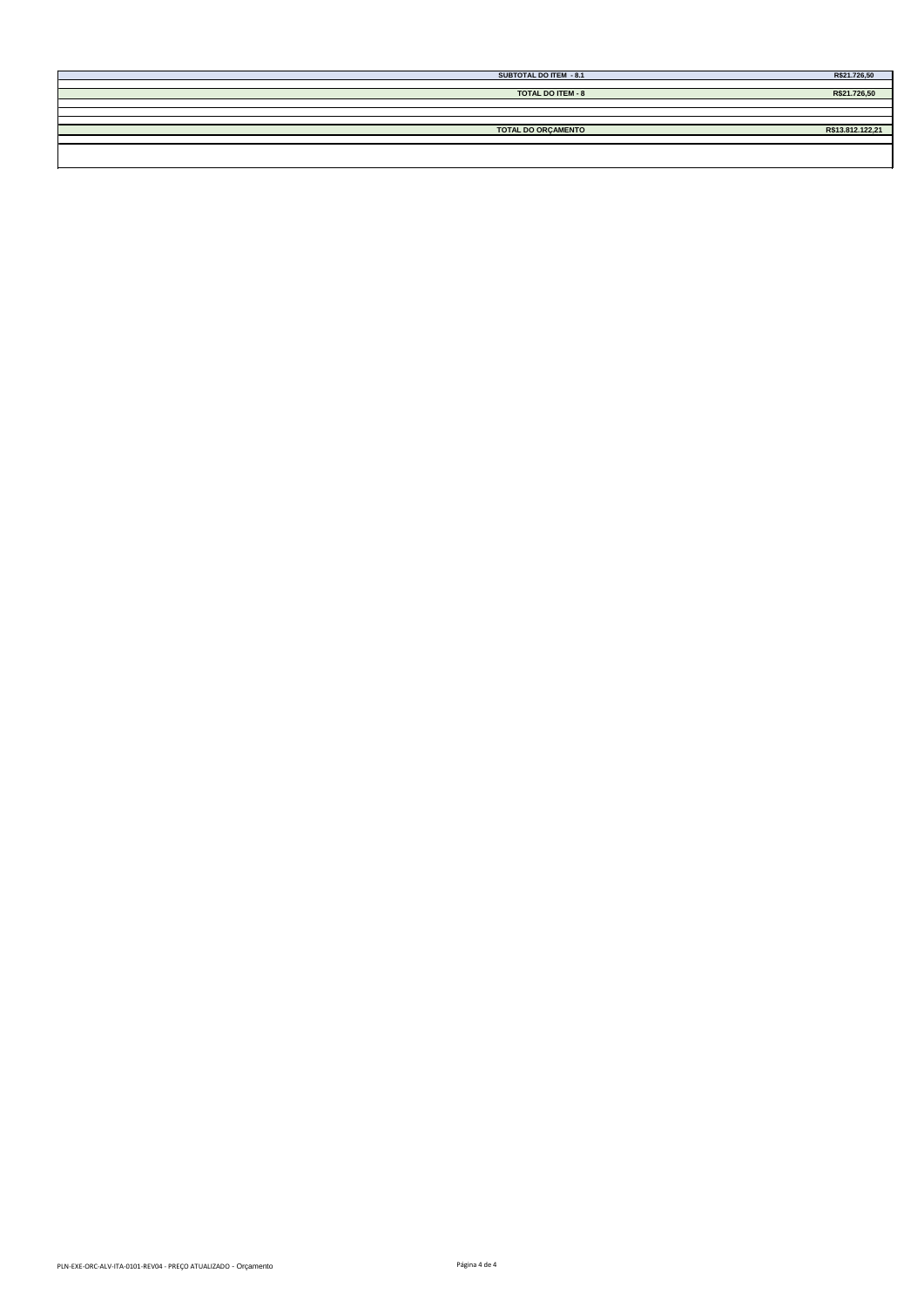| | |
|---|---|
| **SUBTOTAL DO ITEM - 8.1** | **R$21.726,50** |
| **TOTAL DO ITEM - 8** | **R$21.726,50** |
| **TOTAL DO ORÇAMENTO** | **R$13.812.122,21** |